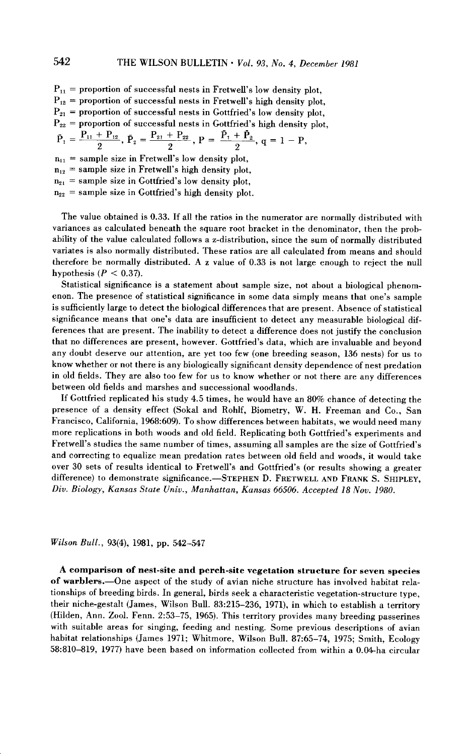$P_{11}$ = proportion of successful nests in Fretwell's low density plot,
$P_{12}$ = proportion of successful nests in Fretwell's high density plot,
$P_{21}$ = proportion of successful nests in Gottfried's low density plot,
$P_{22}$ = proportion of successful nests in Gottfried's high density plot,

$$\bar{P}_1 = \frac{P_{11} + P_{12}}{2},\ \bar{P}_2 = \frac{P_{21} + P_{22}}{2},\ P = \frac{\bar{P}_1 + \bar{P}_2}{2},\ q = 1 - P,$$

$n_{11}$ = sample size in Fretwell's low density plot,
$n_{12}$ = sample size in Fretwell's high density plot,
$n_{21}$ = sample size in Gottfried's low density plot,
$n_{22}$ = sample size in Gottfried's high density plot.

The value obtained is 0.33. If all the ratios in the numerator are normally distributed with variances as calculated beneath the square root bracket in the denominator, then the probability of the value calculated follows a z-distribution, since the sum of normally distributed variates is also normally distributed. These ratios are all calculated from means and should therefore be normally distributed. A z value of 0.33 is not large enough to reject the null hypothesis ($P < 0.37$).

Statistical significance is a statement about sample size, not about a biological phenomenon. The presence of statistical significance in some data simply means that one's sample is sufficiently large to detect the biological differences that are present. Absence of statistical significance means that one's data are insufficient to detect any measurable biological differences that are present. The inability to detect a difference does not justify the conclusion that no differences are present, however. Gottfried's data, which are invaluable and beyond any doubt deserve our attention, are yet too few (one breeding season, 136 nests) for us to know whether or not there is any biologically significant density dependence of nest predation in old fields. They are also too few for us to know whether or not there are any differences between old fields and marshes and successional woodlands.

If Gottfried replicated his study 4.5 times, he would have an 80% chance of detecting the presence of a density effect (Sokal and Rohlf, Biometry, W. H. Freeman and Co., San Francisco, California, 1968:609). To show differences between habitats, we would need many more replications in both woods and old field. Replicating both Gottfried's experiments and Fretwell's studies the same number of times, assuming all samples are the size of Gottfried's and correcting to equalize mean predation rates between old field and woods, it would take over 30 sets of results identical to Fretwell's and Gottfried's (or results showing a greater difference) to demonstrate significance.—STEPHEN D. FRETWELL AND FRANK S. SHIPLEY, *Div. Biology, Kansas State Univ., Manhattan, Kansas 66506. Accepted 18 Nov. 1980.*

*Wilson Bull.*, 93(4), 1981, pp. 542–547

**A comparison of nest-site and perch-site vegetation structure for seven species of warblers.**—One aspect of the study of avian niche structure has involved habitat relationships of breeding birds. In general, birds seek a characteristic vegetation-structure type, their niche-gestalt (James, Wilson Bull. 83:215–236, 1971), in which to establish a territory (Hilden, Ann. Zool. Fenn. 2:53–75, 1965). This territory provides many breeding passerines with suitable areas for singing, feeding and nesting. Some previous descriptions of avian habitat relationships (James 1971; Whitmore, Wilson Bull. 87:65–74, 1975; Smith, Ecology 58:810–819, 1977) have been based on information collected from within a 0.04-ha circular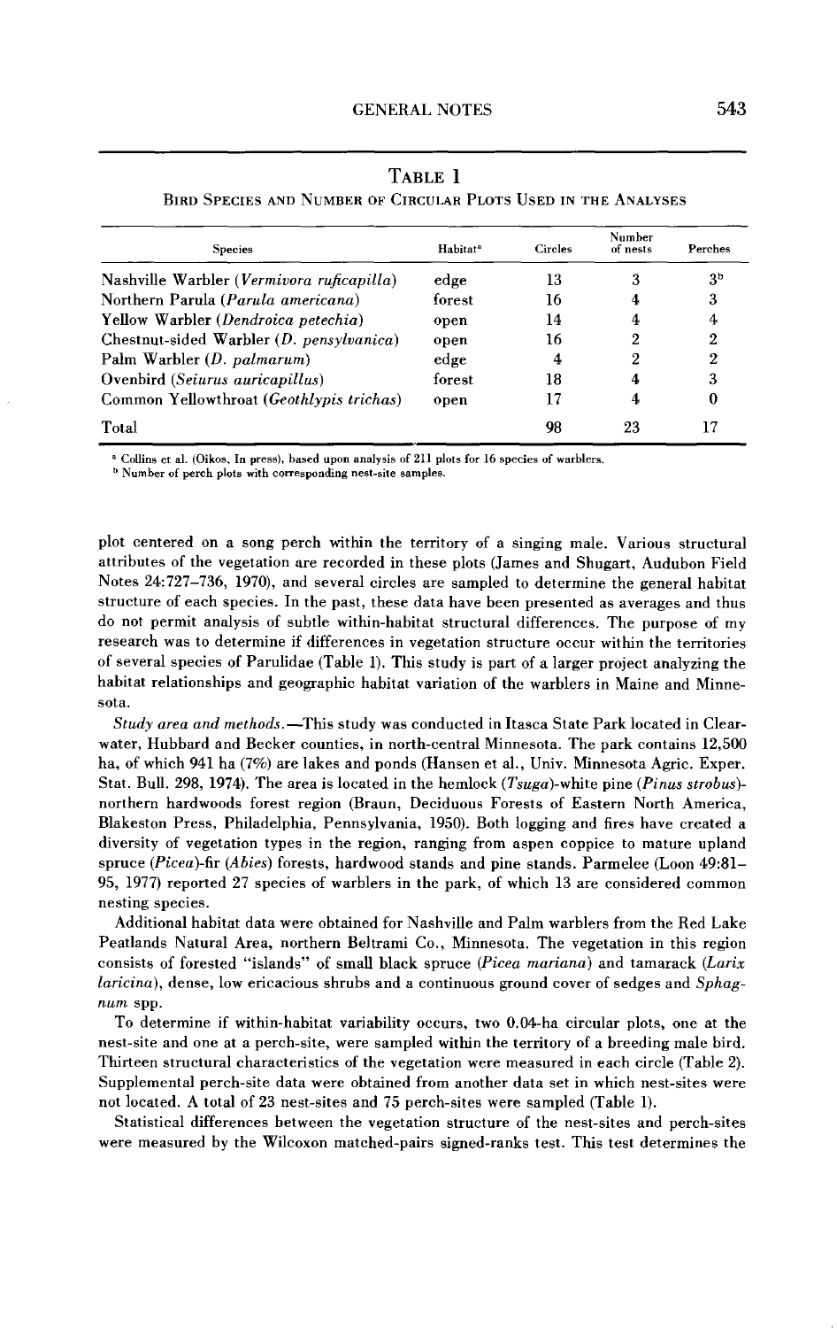TABLE 1

BIRD SPECIES AND NUMBER OF CIRCULAR PLOTS USED IN THE ANALYSES

| Species | Habitat[a] | Circles | Number of nests | Perches |
|---|---|---|---|---|
| Nashville Warbler (*Vermivora ruficapilla*) | edge | 13 | 3 | 3[b] |
| Northern Parula (*Parula americana*) | forest | 16 | 4 | 3 |
| Yellow Warbler (*Dendroica petechia*) | open | 14 | 4 | 4 |
| Chestnut-sided Warbler (*D. pensylvanica*) | open | 16 | 2 | 2 |
| Palm Warbler (*D. palmarum*) | edge | 4 | 2 | 2 |
| Ovenbird (*Seiurus auricapillus*) | forest | 18 | 4 | 3 |
| Common Yellowthroat (*Geothlypis trichas*) | open | 17 | 4 | 0 |
| Total | | 98 | 23 | 17 |

[a] Collins et al. (Oikos, In press), based upon analysis of 211 plots for 16 species of warblers.
[b] Number of perch plots with corresponding nest-site samples.

plot centered on a song perch within the territory of a singing male. Various structural attributes of the vegetation are recorded in these plots (James and Shugart, Audubon Field Notes 24:727–736, 1970), and several circles are sampled to determine the general habitat structure of each species. In the past, these data have been presented as averages and thus do not permit analysis of subtle within-habitat structural differences. The purpose of my research was to determine if differences in vegetation structure occur within the territories of several species of Parulidae (Table 1). This study is part of a larger project analyzing the habitat relationships and geographic habitat variation of the warblers in Maine and Minnesota.

*Study area and methods.*—This study was conducted in Itasca State Park located in Clearwater, Hubbard and Becker counties, in north-central Minnesota. The park contains 12,500 ha, of which 941 ha (7%) are lakes and ponds (Hansen et al., Univ. Minnesota Agric. Exper. Stat. Bull. 298, 1974). The area is located in the hemlock (*Tsuga*)-white pine (*Pinus strobus*)-northern hardwoods forest region (Braun, Deciduous Forests of Eastern North America, Blakeston Press, Philadelphia, Pennsylvania, 1950). Both logging and fires have created a diversity of vegetation types in the region, ranging from aspen coppice to mature upland spruce (*Picea*)-fir (*Abies*) forests, hardwood stands and pine stands. Parmelee (Loon 49:81–95, 1977) reported 27 species of warblers in the park, of which 13 are considered common nesting species.

Additional habitat data were obtained for Nashville and Palm warblers from the Red Lake Peatlands Natural Area, northern Beltrami Co., Minnesota. The vegetation in this region consists of forested "islands" of small black spruce (*Picea mariana*) and tamarack (*Larix laricina*), dense, low ericacious shrubs and a continuous ground cover of sedges and *Sphagnum* spp.

To determine if within-habitat variability occurs, two 0.04-ha circular plots, one at the nest-site and one at a perch-site, were sampled within the territory of a breeding male bird. Thirteen structural characteristics of the vegetation were measured in each circle (Table 2). Supplemental perch-site data were obtained from another data set in which nest-sites were not located. A total of 23 nest-sites and 75 perch-sites were sampled (Table 1).

Statistical differences between the vegetation structure of the nest-sites and perch-sites were measured by the Wilcoxon matched-pairs signed-ranks test. This test determines the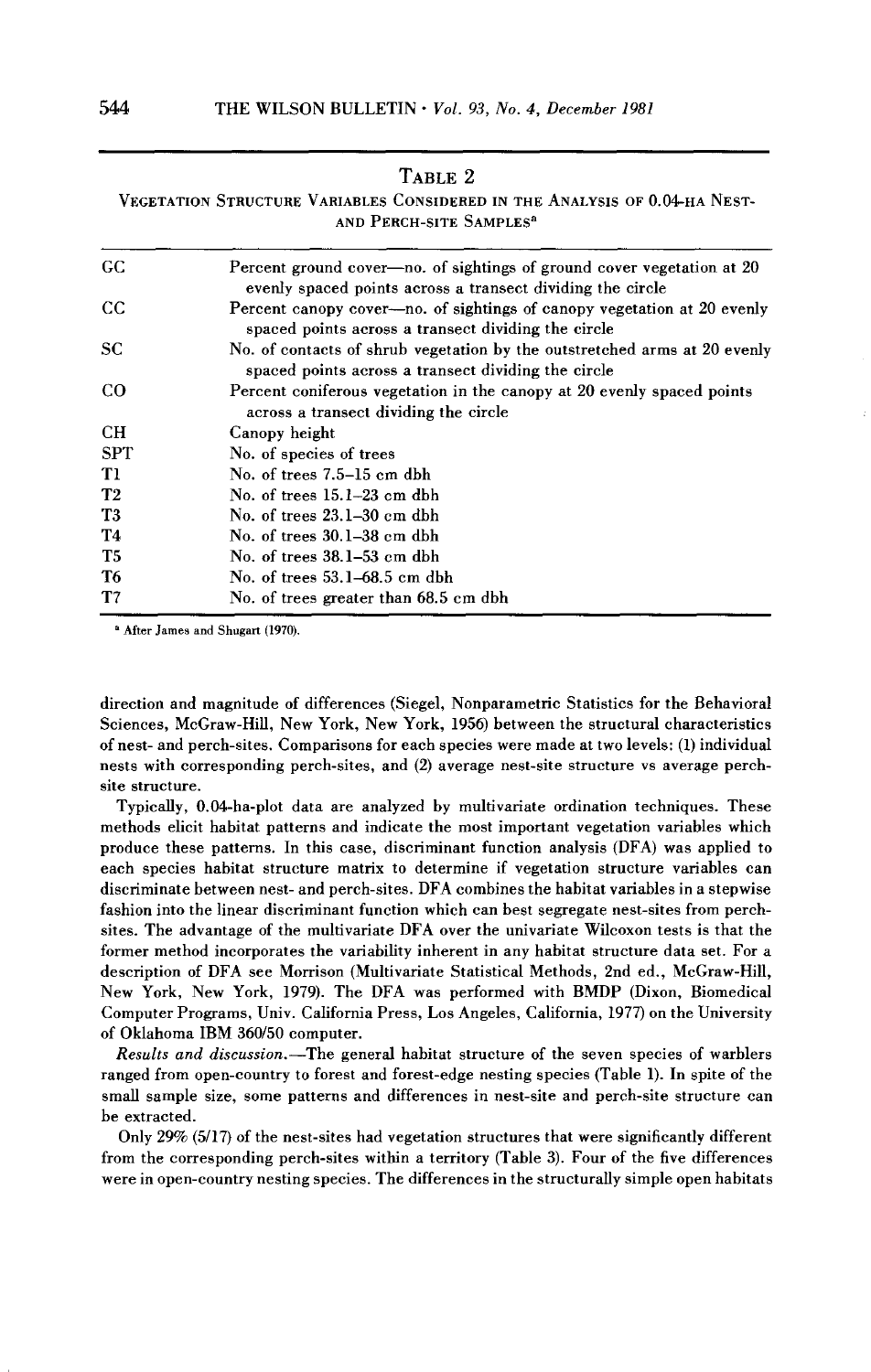Table 2

Vegetation Structure Variables Considered in the Analysis of 0.04-ha Nest- and Perch-site Samples[a]

| | |
|---|---|
| GC | Percent ground cover—no. of sightings of ground cover vegetation at 20 evenly spaced points across a transect dividing the circle |
| CC | Percent canopy cover—no. of sightings of canopy vegetation at 20 evenly spaced points across a transect dividing the circle |
| SC | No. of contacts of shrub vegetation by the outstretched arms at 20 evenly spaced points across a transect dividing the circle |
| CO | Percent coniferous vegetation in the canopy at 20 evenly spaced points across a transect dividing the circle |
| CH | Canopy height |
| SPT | No. of species of trees |
| T1 | No. of trees 7.5–15 cm dbh |
| T2 | No. of trees 15.1–23 cm dbh |
| T3 | No. of trees 23.1–30 cm dbh |
| T4 | No. of trees 30.1–38 cm dbh |
| T5 | No. of trees 38.1–53 cm dbh |
| T6 | No. of trees 53.1–68.5 cm dbh |
| T7 | No. of trees greater than 68.5 cm dbh |

[a] After James and Shugart (1970).

direction and magnitude of differences (Siegel, Nonparametric Statistics for the Behavioral Sciences, McGraw-Hill, New York, New York, 1956) between the structural characteristics of nest- and perch-sites. Comparisons for each species were made at two levels: (1) individual nests with corresponding perch-sites, and (2) average nest-site structure vs average perch-site structure.

Typically, 0.04-ha-plot data are analyzed by multivariate ordination techniques. These methods elicit habitat patterns and indicate the most important vegetation variables which produce these patterns. In this case, discriminant function analysis (DFA) was applied to each species habitat structure matrix to determine if vegetation structure variables can discriminate between nest- and perch-sites. DFA combines the habitat variables in a stepwise fashion into the linear discriminant function which can best segregate nest-sites from perch-sites. The advantage of the multivariate DFA over the univariate Wilcoxon tests is that the former method incorporates the variability inherent in any habitat structure data set. For a description of DFA see Morrison (Multivariate Statistical Methods, 2nd ed., McGraw-Hill, New York, New York, 1979). The DFA was performed with BMDP (Dixon, Biomedical Computer Programs, Univ. California Press, Los Angeles, California, 1977) on the University of Oklahoma IBM 360/50 computer.

*Results and discussion.*—The general habitat structure of the seven species of warblers ranged from open-country to forest and forest-edge nesting species (Table 1). In spite of the small sample size, some patterns and differences in nest-site and perch-site structure can be extracted.

Only 29% (5/17) of the nest-sites had vegetation structures that were significantly different from the corresponding perch-sites within a territory (Table 3). Four of the five differences were in open-country nesting species. The differences in the structurally simple open habitats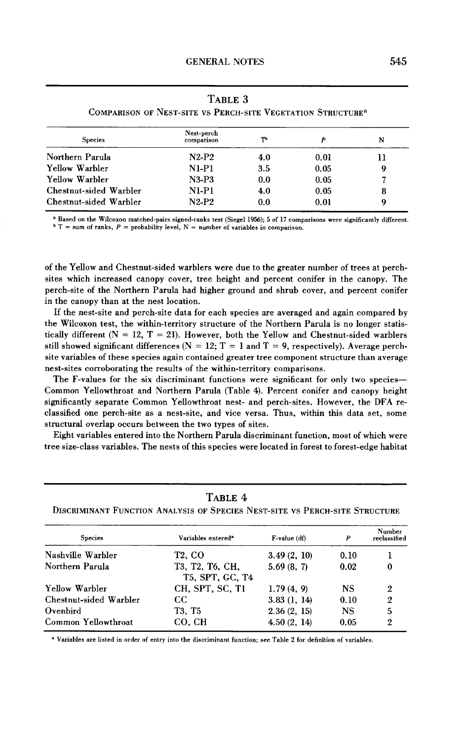**TABLE 3**

**COMPARISON OF NEST-SITE VS PERCH-SITE VEGETATION STRUCTURE**[a]

| Species | Nest-perch comparison | T[b] | *P* | N |
|---|---|---|---|---|
| Northern Parula | N2-P2 | 4.0 | 0.01 | 11 |
| Yellow Warbler | N1-P1 | 3.5 | 0.05 | 9 |
| Yellow Warbler | N3-P3 | 0.0 | 0.05 | 7 |
| Chestnut-sided Warbler | N1-P1 | 4.0 | 0.05 | 8 |
| Chestnut-sided Warbler | N2-P2 | 0.0 | 0.01 | 9 |

[a] Based on the Wilcoxon matched-pairs signed-ranks test (Siegel 1956); 5 of 17 comparisons were significantly different.
[b] T = sum of ranks, *P* = probability level, N = number of variables in comparison.

of the Yellow and Chestnut-sided warblers were due to the greater number of trees at perch-sites which increased canopy cover, tree height and percent conifer in the canopy. The perch-site of the Northern Parula had higher ground and shrub cover, and percent conifer in the canopy than at the nest location.

If the nest-site and perch-site data for each species are averaged and again compared by the Wilcoxon test, the within-territory structure of the Northern Parula is no longer statistically different ($N = 12$, $T = 21$). However, both the Yellow and Chestnut-sided warblers still showed significant differences ($N = 12$; $T = 1$ and $T = 9$, respectively). Average perch-site variables of these species again contained greater tree component structure than average nest-sites corroborating the results of the within-territory comparisons.

The F-values for the six discriminant functions were significant for only two species—Common Yellowthroat and Northern Parula (Table 4). Percent conifer and canopy height significantly separate Common Yellowthroat nest- and perch-sites. However, the DFA reclassified one perch-site as a nest-site, and vice versa. Thus, within this data set, some structural overlap occurs between the two types of sites.

Eight variables entered into the Northern Parula discriminant function, most of which were tree size-class variables. The nests of this species were located in forest to forest-edge habitat

**TABLE 4**

**DISCRIMINANT FUNCTION ANALYSIS OF SPECIES NEST-SITE VS PERCH-SITE STRUCTURE**

| Species | Variables entered[a] | F-value (df) | *P* | Number reclassified |
|---|---|---|---|---|
| Nashville Warbler | T2, CO | 3.49 (2, 10) | 0.10 | 1 |
| Northern Parula | T3, T2, T6, CH, T5, SPT, GC, T4 | 5.69 (8, 7) | 0.02 | 0 |
| Yellow Warbler | CH, SPT, SC, T1 | 1.79 (4, 9) | NS | 2 |
| Chestnut-sided Warbler | CC | 3.83 (1, 14) | 0.10 | 2 |
| Ovenbird | T3, T5 | 2.36 (2, 15) | NS | 5 |
| Common Yellowthroat | CO, CH | 4.50 (2, 14) | 0.05 | 2 |

[a] Variables are listed in order of entry into the discriminant function; see Table 2 for definition of variables.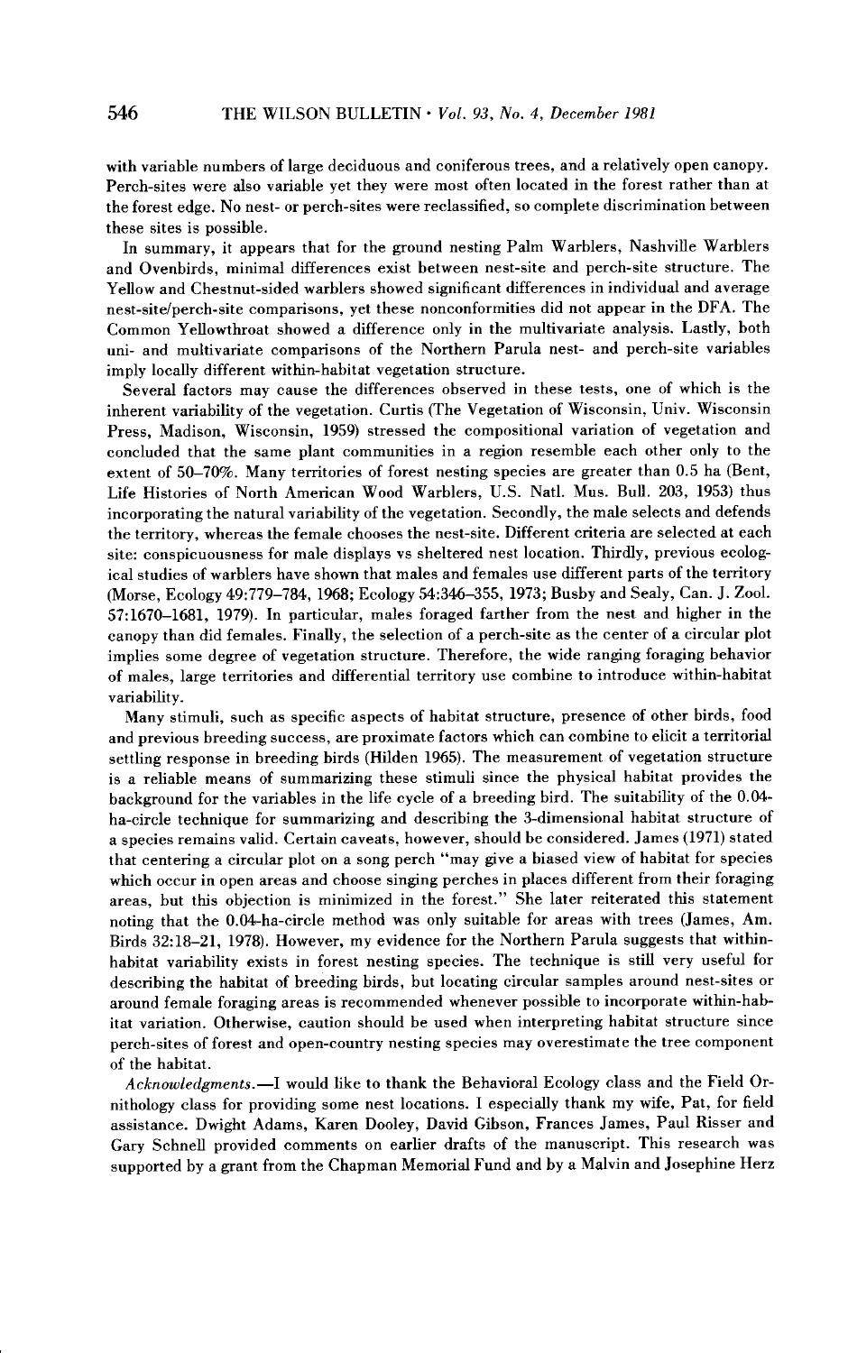with variable numbers of large deciduous and coniferous trees, and a relatively open canopy. Perch-sites were also variable yet they were most often located in the forest rather than at the forest edge. No nest- or perch-sites were reclassified, so complete discrimination between these sites is possible.

In summary, it appears that for the ground nesting Palm Warblers, Nashville Warblers and Ovenbirds, minimal differences exist between nest-site and perch-site structure. The Yellow and Chestnut-sided warblers showed significant differences in individual and average nest-site/perch-site comparisons, yet these nonconformities did not appear in the DFA. The Common Yellowthroat showed a difference only in the multivariate analysis. Lastly, both uni- and multivariate comparisons of the Northern Parula nest- and perch-site variables imply locally different within-habitat vegetation structure.

Several factors may cause the differences observed in these tests, one of which is the inherent variability of the vegetation. Curtis (The Vegetation of Wisconsin, Univ. Wisconsin Press, Madison, Wisconsin, 1959) stressed the compositional variation of vegetation and concluded that the same plant communities in a region resemble each other only to the extent of 50–70%. Many territories of forest nesting species are greater than 0.5 ha (Bent, Life Histories of North American Wood Warblers, U.S. Natl. Mus. Bull. 203, 1953) thus incorporating the natural variability of the vegetation. Secondly, the male selects and defends the territory, whereas the female chooses the nest-site. Different criteria are selected at each site: conspicuousness for male displays vs sheltered nest location. Thirdly, previous ecological studies of warblers have shown that males and females use different parts of the territory (Morse, Ecology 49:779–784, 1968; Ecology 54:346–355, 1973; Busby and Sealy, Can. J. Zool. 57:1670–1681, 1979). In particular, males foraged farther from the nest and higher in the canopy than did females. Finally, the selection of a perch-site as the center of a circular plot implies some degree of vegetation structure. Therefore, the wide ranging foraging behavior of males, large territories and differential territory use combine to introduce within-habitat variability.

Many stimuli, such as specific aspects of habitat structure, presence of other birds, food and previous breeding success, are proximate factors which can combine to elicit a territorial settling response in breeding birds (Hilden 1965). The measurement of vegetation structure is a reliable means of summarizing these stimuli since the physical habitat provides the background for the variables in the life cycle of a breeding bird. The suitability of the 0.04-ha-circle technique for summarizing and describing the 3-dimensional habitat structure of a species remains valid. Certain caveats, however, should be considered. James (1971) stated that centering a circular plot on a song perch "may give a biased view of habitat for species which occur in open areas and choose singing perches in places different from their foraging areas, but this objection is minimized in the forest." She later reiterated this statement noting that the 0.04-ha-circle method was only suitable for areas with trees (James, Am. Birds 32:18–21, 1978). However, my evidence for the Northern Parula suggests that within-habitat variability exists in forest nesting species. The technique is still very useful for describing the habitat of breeding birds, but locating circular samples around nest-sites or around female foraging areas is recommended whenever possible to incorporate within-habitat variation. Otherwise, caution should be used when interpreting habitat structure since perch-sites of forest and open-country nesting species may overestimate the tree component of the habitat.

*Acknowledgments.*—I would like to thank the Behavioral Ecology class and the Field Ornithology class for providing some nest locations. I especially thank my wife, Pat, for field assistance. Dwight Adams, Karen Dooley, David Gibson, Frances James, Paul Risser and Gary Schnell provided comments on earlier drafts of the manuscript. This research was supported by a grant from the Chapman Memorial Fund and by a Malvin and Josephine Herz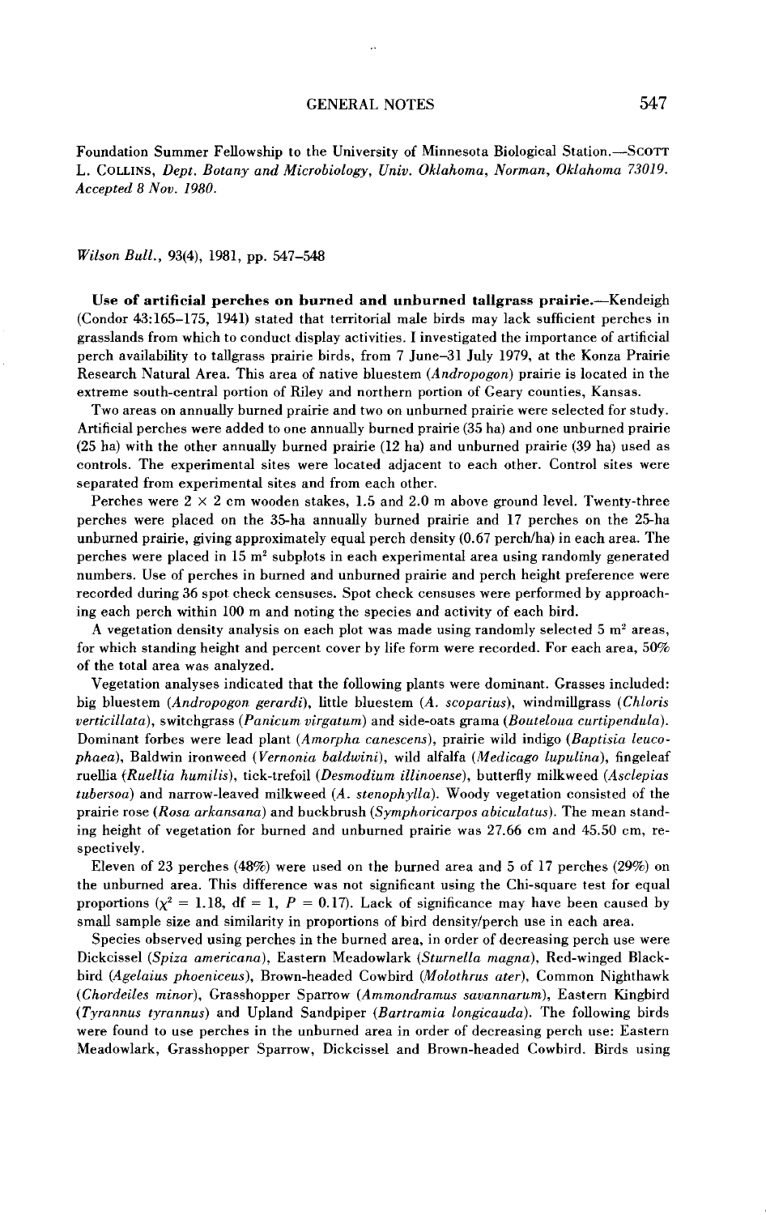Foundation Summer Fellowship to the University of Minnesota Biological Station.—Scott L. Collins, *Dept. Botany and Microbiology, Univ. Oklahoma, Norman, Oklahoma 73019. Accepted 8 Nov. 1980.*

*Wilson Bull.*, 93(4), 1981, pp. 547–548

**Use of artificial perches on burned and unburned tallgrass prairie.**—Kendeigh (Condor 43:165–175, 1941) stated that territorial male birds may lack sufficient perches in grasslands from which to conduct display activities. I investigated the importance of artificial perch availability to tallgrass prairie birds, from 7 June–31 July 1979, at the Konza Prairie Research Natural Area. This area of native bluestem (*Andropogon*) prairie is located in the extreme south-central portion of Riley and northern portion of Geary counties, Kansas.

Two areas on annually burned prairie and two on unburned prairie were selected for study. Artificial perches were added to one annually burned prairie (35 ha) and one unburned prairie (25 ha) with the other annually burned prairie (12 ha) and unburned prairie (39 ha) used as controls. The experimental sites were located adjacent to each other. Control sites were separated from experimental sites and from each other.

Perches were 2 × 2 cm wooden stakes, 1.5 and 2.0 m above ground level. Twenty-three perches were placed on the 35-ha annually burned prairie and 17 perches on the 25-ha unburned prairie, giving approximately equal perch density (0.67 perch/ha) in each area. The perches were placed in 15 $m^2$ subplots in each experimental area using randomly generated numbers. Use of perches in burned and unburned prairie and perch height preference were recorded during 36 spot check censuses. Spot check censuses were performed by approaching each perch within 100 m and noting the species and activity of each bird.

A vegetation density analysis on each plot was made using randomly selected 5 $m^2$ areas, for which standing height and percent cover by life form were recorded. For each area, 50% of the total area was analyzed.

Vegetation analyses indicated that the following plants were dominant. Grasses included: big bluestem (*Andropogon gerardi*), little bluestem (*A. scoparius*), windmillgrass (*Chloris verticillata*), switchgrass (*Panicum virgatum*) and side-oats grama (*Bouteloua curtipendula*). Dominant forbes were lead plant (*Amorpha canescens*), prairie wild indigo (*Baptisia leucophaea*), Baldwin ironweed (*Vernonia baldwini*), wild alfalfa (*Medicago lupulina*), fingeleaf ruellia (*Ruellia humilis*), tick-trefoil (*Desmodium illinoense*), butterfly milkweed (*Asclepias tubersoa*) and narrow-leaved milkweed (*A. stenophylla*). Woody vegetation consisted of the prairie rose (*Rosa arkansana*) and buckbrush (*Symphoricarpos abiculatus*). The mean standing height of vegetation for burned and unburned prairie was 27.66 cm and 45.50 cm, respectively.

Eleven of 23 perches (48%) were used on the burned area and 5 of 17 perches (29%) on the unburned area. This difference was not significant using the Chi-square test for equal proportions ($\chi^2 = 1.18$, df = 1, $P = 0.17$). Lack of significance may have been caused by small sample size and similarity in proportions of bird density/perch use in each area.

Species observed using perches in the burned area, in order of decreasing perch use were Dickcissel (*Spiza americana*), Eastern Meadowlark (*Sturnella magna*), Red-winged Blackbird (*Agelaius phoeniceus*), Brown-headed Cowbird (*Molothrus ater*), Common Nighthawk (*Chordeiles minor*), Grasshopper Sparrow (*Ammondramus savannarum*), Eastern Kingbird (*Tyrannus tyrannus*) and Upland Sandpiper (*Bartramia longicauda*). The following birds were found to use perches in the unburned area in order of decreasing perch use: Eastern Meadowlark, Grasshopper Sparrow, Dickcissel and Brown-headed Cowbird. Birds using